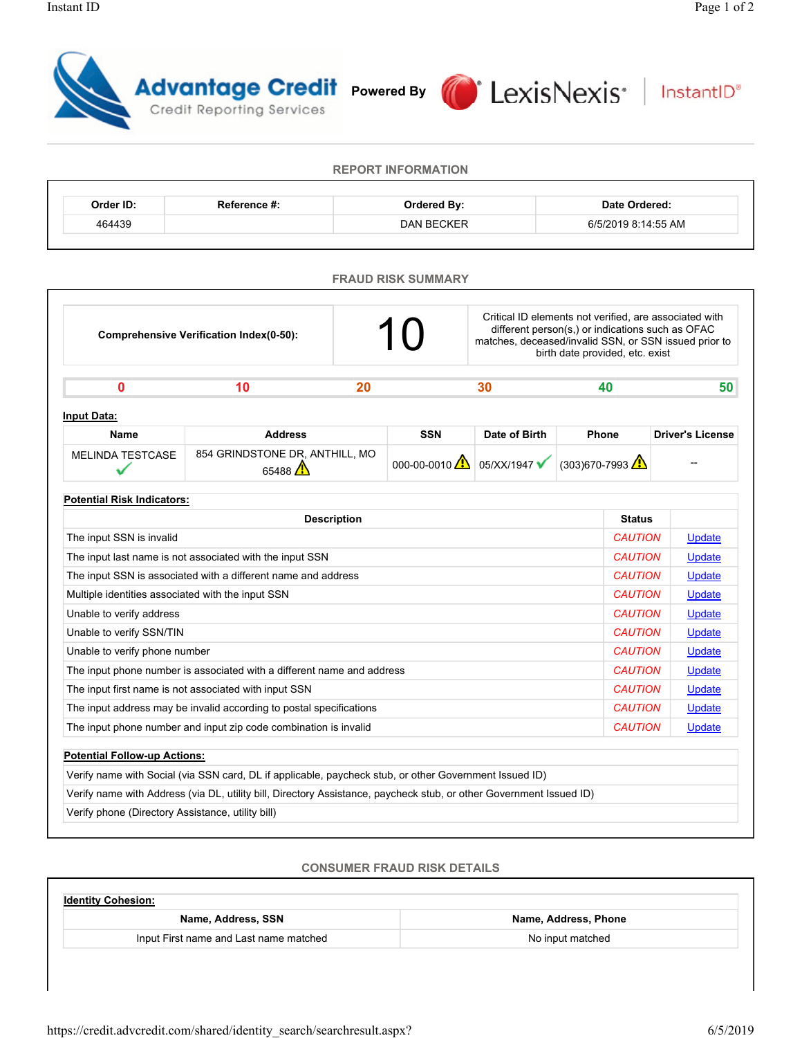Advantage Credit — Credit Reporting Services — Powered By LexisNexis | InstantID

## REPORT INFORMATION

| Order ID: | Reference #: | Ordered By: | Date Ordered: |
|---|---|---|---|
| 464439 | | DAN BECKER | 6/5/2019 8:14:55 AM |

## FRAUD RISK SUMMARY

| Comprehensive Verification Index(0-50): | 10 | Critical ID elements not verified, are associated with different person(s,) or indications such as OFAC matches, deceased/invalid SSN, or SSN issued prior to birth date provided, etc. exist |
|---|---|---|

| 0 | 10 | 20 | 30 | 40 | 50 |
|---|---|---|---|---|---|

**Input Data:**

| Name | Address | SSN | Date of Birth | Phone | Driver's License |
|---|---|---|---|---|---|
| MELINDA TESTCASE ✓ | 854 GRINDSTONE DR, ANTHILL, MO 65488 ⚠ | 000-00-0010 ⚠ | 05/XX/1947 ✓ | (303)670-7993 ⚠ | -- |

**Potential Risk Indicators:**

| Description | Status | |
|---|---|---|
| The input SSN is invalid | CAUTION | Update |
| The input last name is not associated with the input SSN | CAUTION | Update |
| The input SSN is associated with a different name and address | CAUTION | Update |
| Multiple identities associated with the input SSN | CAUTION | Update |
| Unable to verify address | CAUTION | Update |
| Unable to verify SSN/TIN | CAUTION | Update |
| Unable to verify phone number | CAUTION | Update |
| The input phone number is associated with a different name and address | CAUTION | Update |
| The input first name is not associated with input SSN | CAUTION | Update |
| The input address may be invalid according to postal specifications | CAUTION | Update |
| The input phone number and input zip code combination is invalid | CAUTION | Update |

**Potential Follow-up Actions:**

- Verify name with Social (via SSN card, DL if applicable, paycheck stub, or other Government Issued ID)
- Verify name with Address (via DL, utility bill, Directory Assistance, paycheck stub, or other Government Issued ID)
- Verify phone (Directory Assistance, utility bill)

## CONSUMER FRAUD RISK DETAILS

**Identity Cohesion:**

| Name, Address, SSN | Name, Address, Phone |
|---|---|
| Input First name and Last name matched | No input matched |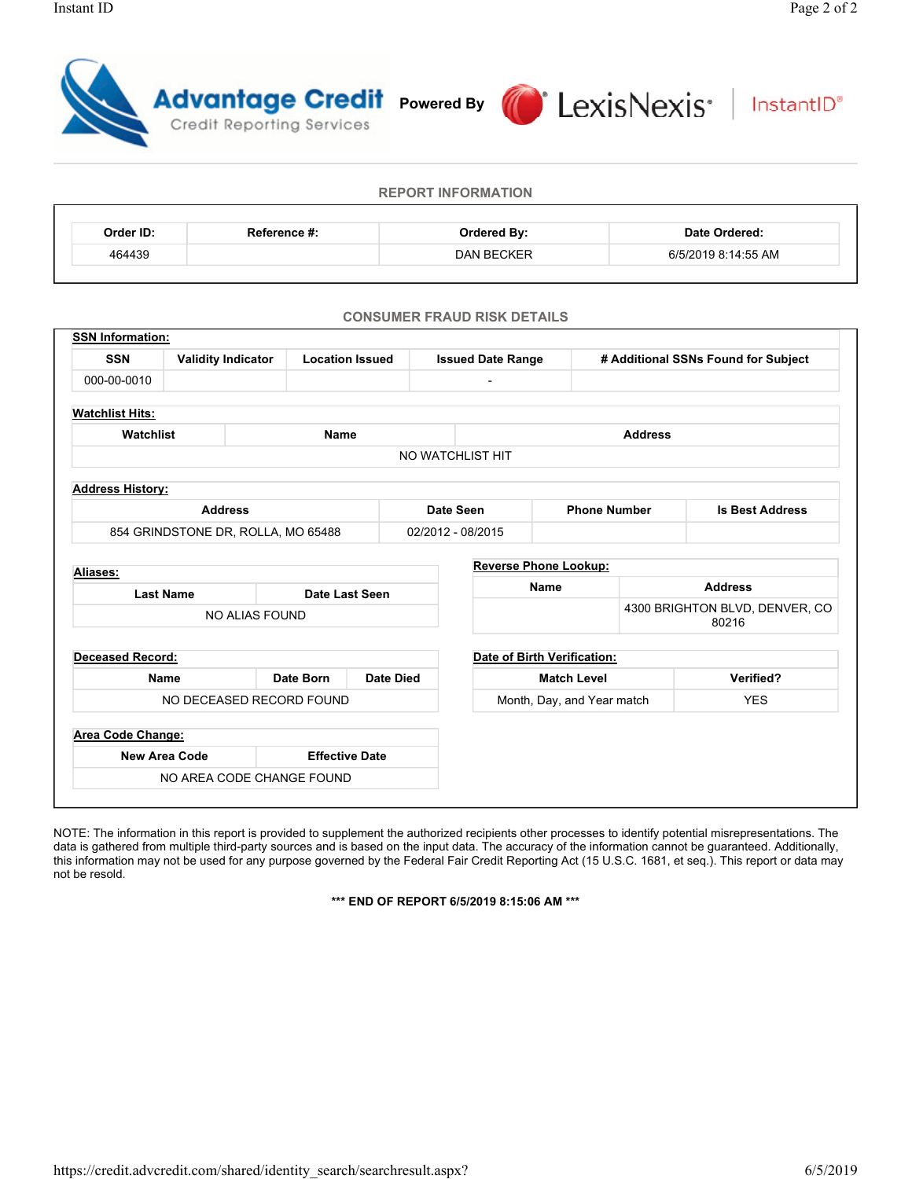Advantage Credit Credit Reporting Services Powered By LexisNexis InstantID

## REPORT INFORMATION

| Order ID: | Reference #: | Ordered By: | Date Ordered: |
|---|---|---|---|
| 464439 | | DAN BECKER | 6/5/2019 8:14:55 AM |

## CONSUMER FRAUD RISK DETAILS

**SSN Information:**

| SSN | Validity Indicator | Location Issued | Issued Date Range | # Additional SSNs Found for Subject |
|---|---|---|---|---|
| 000-00-0010 | | | - | |

**Watchlist Hits:**

| Watchlist | Name | Address |
|---|---|---|
| NO WATCHLIST HIT | | |

**Address History:**

| Address | Date Seen | Phone Number | Is Best Address |
|---|---|---|---|
| 854 GRINDSTONE DR, ROLLA, MO 65488 | 02/2012 - 08/2015 | | |

**Aliases:**

| Last Name | Date Last Seen |
|---|---|
| NO ALIAS FOUND | |

**Reverse Phone Lookup:**

| Name | Address |
|---|---|
| | 4300 BRIGHTON BLVD, DENVER, CO 80216 |

**Deceased Record:**

| Name | Date Born | Date Died |
|---|---|---|
| NO DECEASED RECORD FOUND | | |

**Date of Birth Verification:**

| Match Level | Verified? |
|---|---|
| Month, Day, and Year match | YES |

**Area Code Change:**

| New Area Code | Effective Date |
|---|---|
| NO AREA CODE CHANGE FOUND | |

NOTE: The information in this report is provided to supplement the authorized recipients other processes to identify potential misrepresentations. The data is gathered from multiple third-party sources and is based on the input data. The accuracy of the information cannot be guaranteed. Additionally, this information may not be used for any purpose governed by the Federal Fair Credit Reporting Act (15 U.S.C. 1681, et seq.). This report or data may not be resold.

**\*\*\* END OF REPORT 6/5/2019 8:15:06 AM \*\*\***

https://credit.advcredit.com/shared/identity_search/searchresult.aspx?